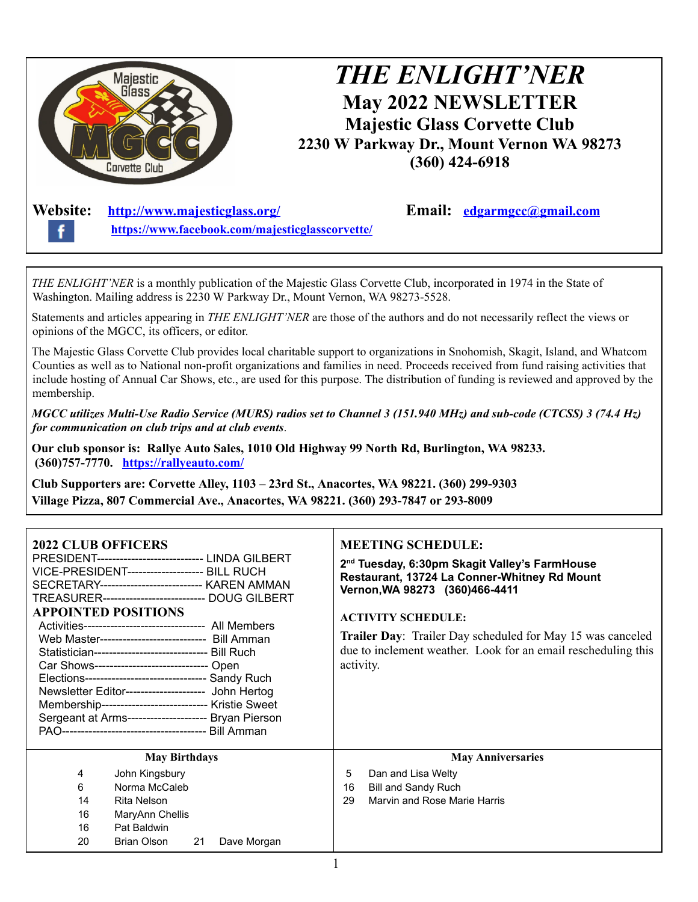# THE ENLIGHT'NER

## May 2022 NEWSLETTER

## Majestic Glass Corvette Club

**2230 W Parkway Dr., Mount Vernon WA 98273**
**(360) 424-6918**

**Website:** http://www.majesticglass.org/ **Email:** edgarmgcc@gmail.com

https://www.facebook.com/majesticglasscorvette/

*THE ENLIGHT'NER* is a monthly publication of the Majestic Glass Corvette Club, incorporated in 1974 in the State of Washington. Mailing address is 2230 W Parkway Dr., Mount Vernon, WA 98273-5528.

Statements and articles appearing in *THE ENLIGHT'NER* are those of the authors and do not necessarily reflect the views or opinions of the MGCC, its officers, or editor.

The Majestic Glass Corvette Club provides local charitable support to organizations in Snohomish, Skagit, Island, and Whatcom Counties as well as to National non-profit organizations and families in need. Proceeds received from fund raising activities that include hosting of Annual Car Shows, etc., are used for this purpose. The distribution of funding is reviewed and approved by the membership.

***MGCC utilizes Multi-Use Radio Service (MURS) radios set to Channel 3 (151.940 MHz) and sub-code (CTCSS) 3 (74.4 Hz) for communication on club trips and at club events.***

**Our club sponsor is: Rallye Auto Sales, 1010 Old Highway 99 North Rd, Burlington, WA 98233. (360)757-7770.** https://rallyeauto.com/

**Club Supporters are: Corvette Alley, 1103 – 23rd St., Anacortes, WA 98221. (360) 299-9303**
**Village Pizza, 807 Commercial Ave., Anacortes, WA 98221. (360) 293-7847 or 293-8009**

### 2022 CLUB OFFICERS

PRESIDENT---------------------------- LINDA GILBERT
VICE-PRESIDENT-------------------- BILL RUCH
SECRETARY--------------------------- KAREN AMMAN
TREASURER--------------------------- DOUG GILBERT

### APPOINTED POSITIONS

Activities-------------------------------- All Members
Web Master---------------------------- Bill Amman
Statistician------------------------------ Bill Ruch
Car Shows------------------------------ Open
Elections-------------------------------- Sandy Ruch
Newsletter Editor--------------------- John Hertog
Membership---------------------------- Kristie Sweet
Sergeant at Arms--------------------- Bryan Pierson
PAO-------------------------------------- Bill Amman

### MEETING SCHEDULE:

**2nd Tuesday, 6:30pm Skagit Valley's FarmHouse Restaurant, 13724 La Conner-Whitney Rd Mount Vernon,WA 98273 (360)466-4411**

### ACTIVITY SCHEDULE:

**Trailer Day**: Trailer Day scheduled for May 15 was canceled due to inclement weather. Look for an email rescheduling this activity.

### May Birthdays

| | |
|---|---|
| 4 | John Kingsbury |
| 6 | Norma McCaleb |
| 14 | Rita Nelson |
| 16 | MaryAnn Chellis |
| 16 | Pat Baldwin |
| 20 | Brian Olson |
| 21 | Dave Morgan |

### May Anniversaries

| | |
|---|---|
| 5 | Dan and Lisa Welty |
| 16 | Bill and Sandy Ruch |
| 29 | Marvin and Rose Marie Harris |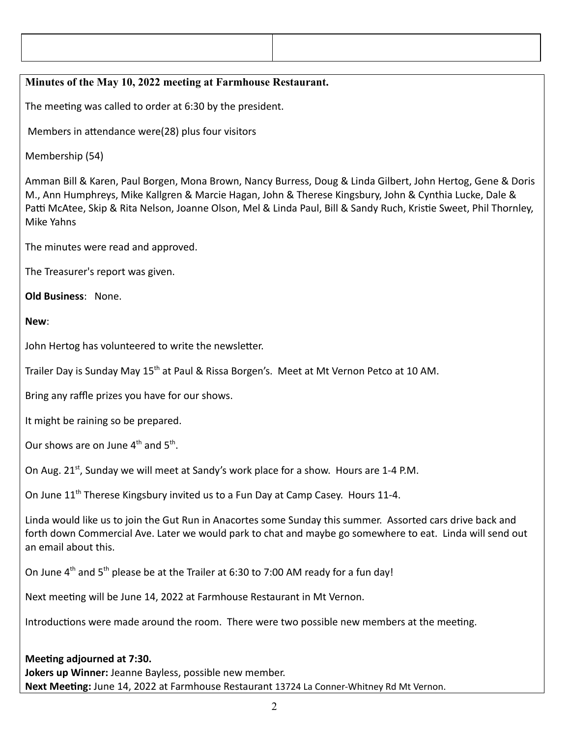**Minutes of the May 10, 2022 meeting at Farmhouse Restaurant.**

The meeting was called to order at 6:30 by the president.

Members in attendance were(28) plus four visitors

Membership (54)

Amman Bill & Karen, Paul Borgen, Mona Brown, Nancy Burress, Doug & Linda Gilbert, John Hertog, Gene & Doris M., Ann Humphreys, Mike Kallgren & Marcie Hagan, John & Therese Kingsbury, John & Cynthia Lucke, Dale & Patti McAtee, Skip & Rita Nelson, Joanne Olson, Mel & Linda Paul, Bill & Sandy Ruch, Kristie Sweet, Phil Thornley, Mike Yahns

The minutes were read and approved.

The Treasurer's report was given.

**Old Business**: None.

**New**:

John Hertog has volunteered to write the newsletter.

Trailer Day is Sunday May 15th at Paul & Rissa Borgen's. Meet at Mt Vernon Petco at 10 AM.

Bring any raffle prizes you have for our shows.

It might be raining so be prepared.

Our shows are on June 4th and 5th.

On Aug. 21st, Sunday we will meet at Sandy's work place for a show. Hours are 1-4 P.M.

On June 11th Therese Kingsbury invited us to a Fun Day at Camp Casey. Hours 11-4.

Linda would like us to join the Gut Run in Anacortes some Sunday this summer. Assorted cars drive back and forth down Commercial Ave. Later we would park to chat and maybe go somewhere to eat. Linda will send out an email about this.

On June 4th and 5th please be at the Trailer at 6:30 to 7:00 AM ready for a fun day!

Next meeting will be June 14, 2022 at Farmhouse Restaurant in Mt Vernon.

Introductions were made around the room. There were two possible new members at the meeting.

**Meeting adjourned at 7:30.**
**Jokers up Winner:** Jeanne Bayless, possible new member.
**Next Meeting:** June 14, 2022 at Farmhouse Restaurant 13724 La Conner-Whitney Rd Mt Vernon.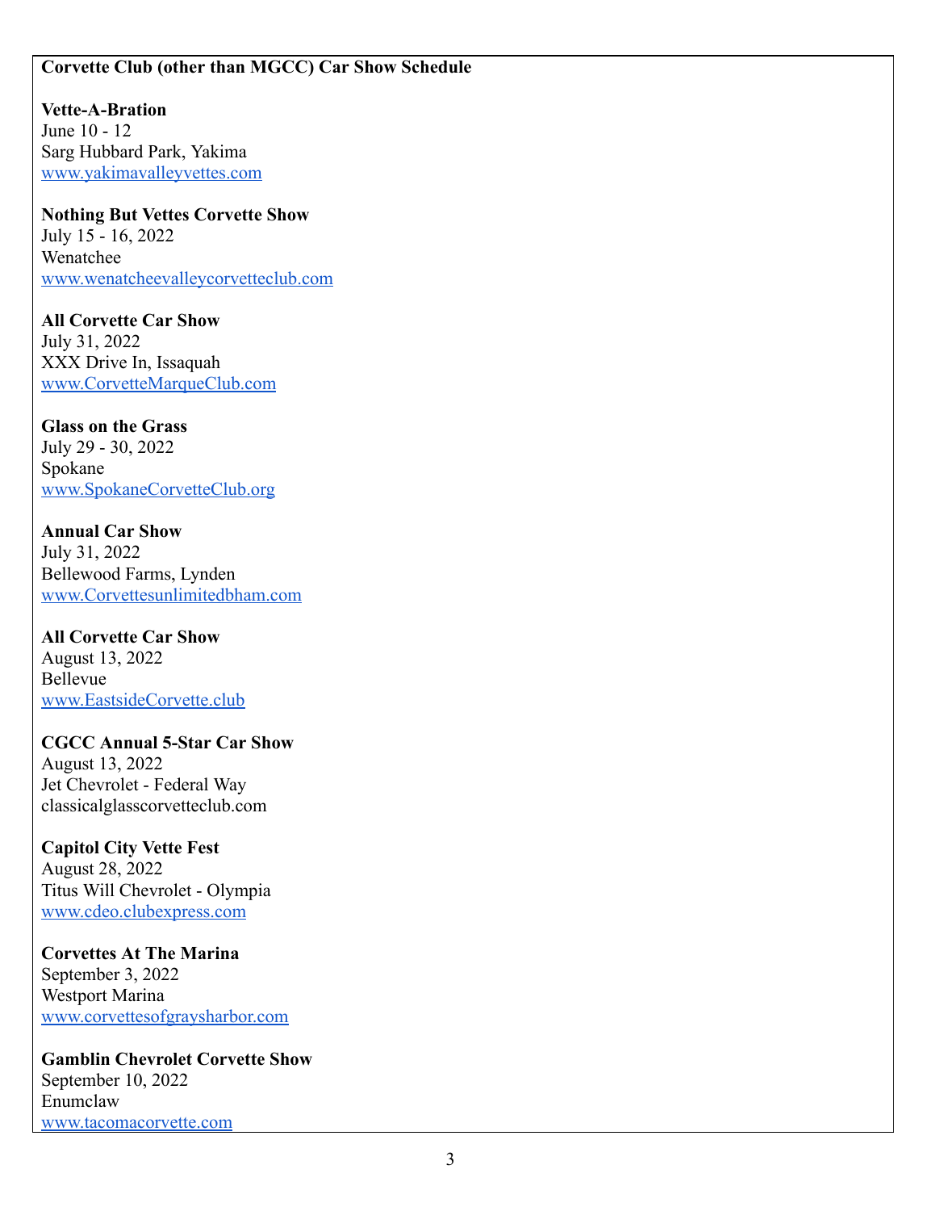**Corvette Club (other than MGCC) Car Show Schedule**

**Vette-A-Bration**
June 10 - 12
Sarg Hubbard Park, Yakima
www.yakimavalleyvettes.com

**Nothing But Vettes Corvette Show**
July 15 - 16, 2022
Wenatchee
www.wenatcheevalleycorvetteclub.com

**All Corvette Car Show**
July 31, 2022
XXX Drive In, Issaquah
www.CorvetteMarqueClub.com

**Glass on the Grass**
July 29 - 30, 2022
Spokane
www.SpokaneCorvetteClub.org

**Annual Car Show**
July 31, 2022
Bellewood Farms, Lynden
www.Corvettesunlimitedbham.com

**All Corvette Car Show**
August 13, 2022
Bellevue
www.EastsideCorvette.club

**CGCC Annual 5-Star Car Show**
August 13, 2022
Jet Chevrolet - Federal Way
classicalglasscorvetteclub.com

**Capitol City Vette Fest**
August 28, 2022
Titus Will Chevrolet - Olympia
www.cdeo.clubexpress.com

**Corvettes At The Marina**
September 3, 2022
Westport Marina
www.corvettesofgraysharbor.com

**Gamblin Chevrolet Corvette Show**
September 10, 2022
Enumclaw
www.tacomacorvette.com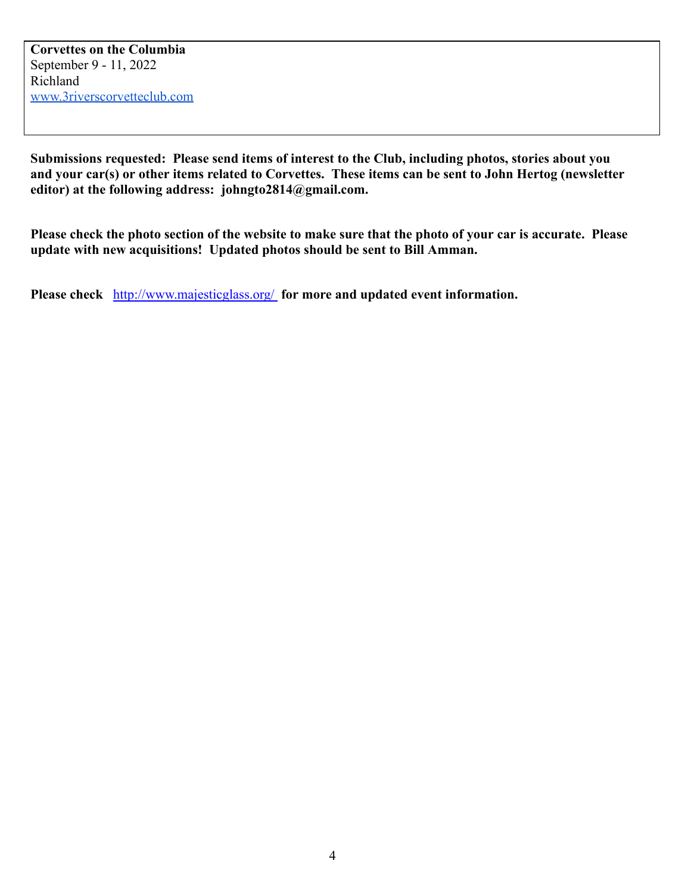**Corvettes on the Columbia**
September 9 - 11, 2022
Richland
www.3riverscorvetteclub.com

**Submissions requested: Please send items of interest to the Club, including photos, stories about you and your car(s) or other items related to Corvettes. These items can be sent to John Hertog (newsletter editor) at the following address: johngto2814@gmail.com.**

**Please check the photo section of the website to make sure that the photo of your car is accurate. Please update with new acquisitions! Updated photos should be sent to Bill Amman.**

**Please check** http://www.majesticglass.org/ **for more and updated event information.**